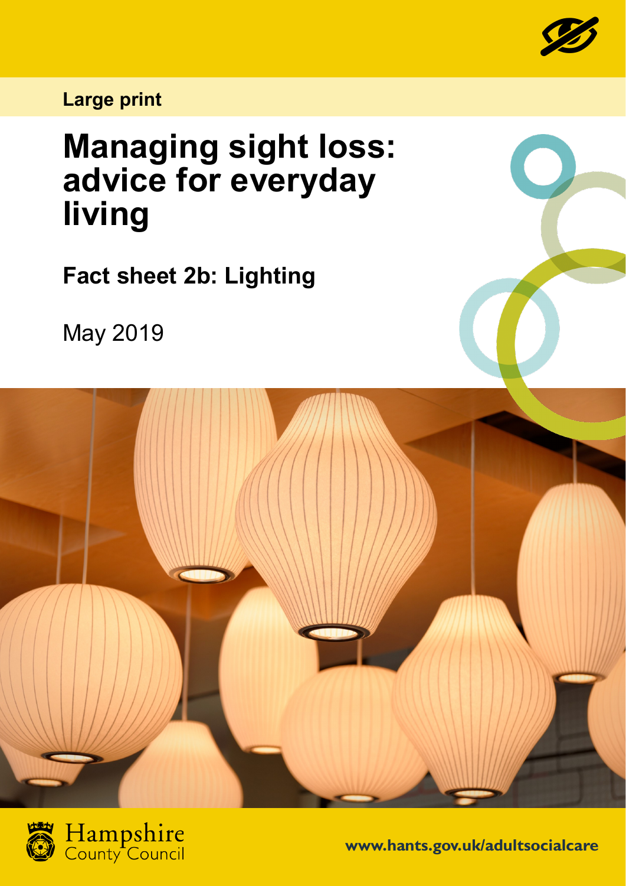Large print

# Managing sight loss: advice for everyday living

## Fact sheet 2b: Lighting

May 2019

Hampshire County Council

www.hants.gov.uk/adultsocialcare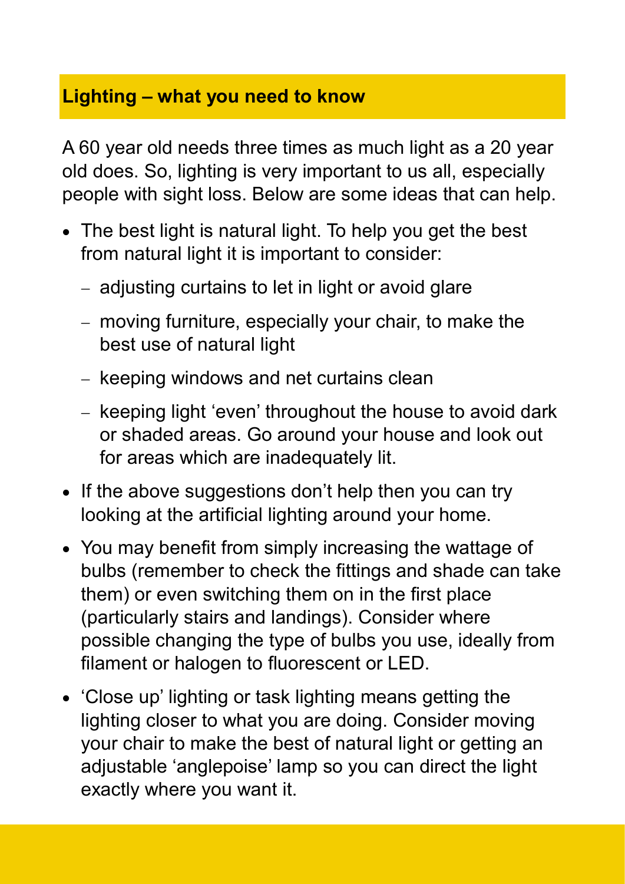## Lighting – what you need to know

A 60 year old needs three times as much light as a 20 year old does. So, lighting is very important to us all, especially people with sight loss. Below are some ideas that can help.

- The best light is natural light. To help you get the best from natural light it is important to consider:
  - adjusting curtains to let in light or avoid glare
  - moving furniture, especially your chair, to make the best use of natural light
  - keeping windows and net curtains clean
  - keeping light 'even' throughout the house to avoid dark or shaded areas. Go around your house and look out for areas which are inadequately lit.
- If the above suggestions don't help then you can try looking at the artificial lighting around your home.
- You may benefit from simply increasing the wattage of bulbs (remember to check the fittings and shade can take them) or even switching them on in the first place (particularly stairs and landings). Consider where possible changing the type of bulbs you use, ideally from filament or halogen to fluorescent or LED.
- 'Close up' lighting or task lighting means getting the lighting closer to what you are doing. Consider moving your chair to make the best of natural light or getting an adjustable 'anglepoise' lamp so you can direct the light exactly where you want it.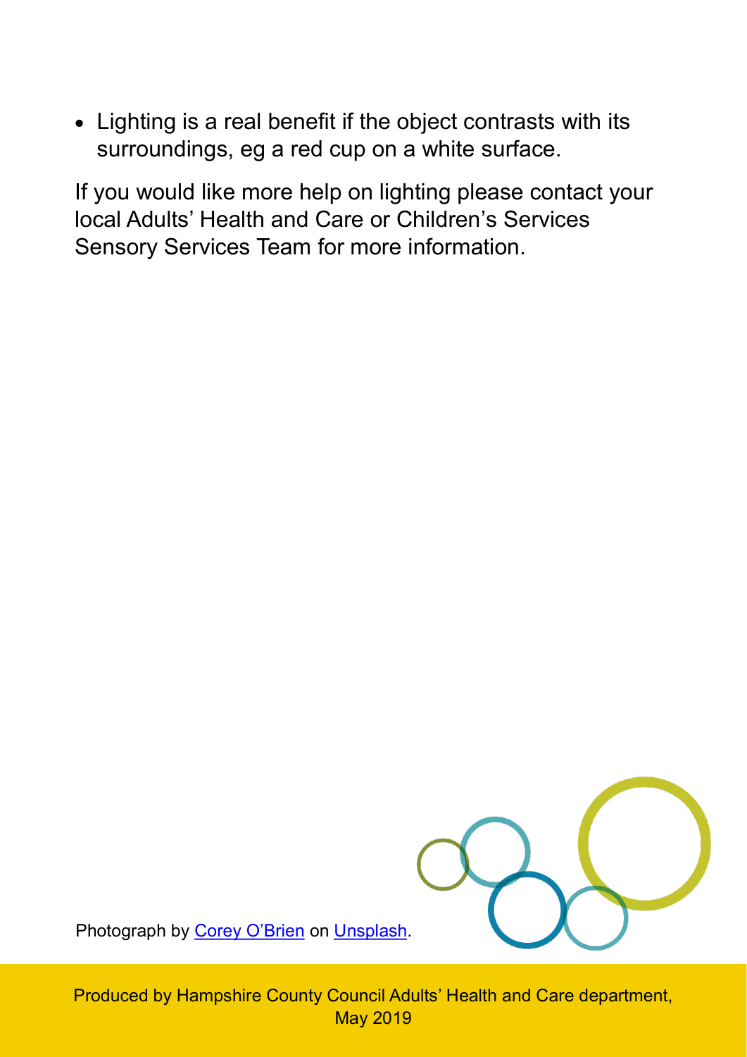- Lighting is a real benefit if the object contrasts with its surroundings, eg a red cup on a white surface.

If you would like more help on lighting please contact your local Adults' Health and Care or Children's Services Sensory Services Team for more information.

Photograph by Corey O'Brien on Unsplash.

Produced by Hampshire County Council Adults' Health and Care department, May 2019